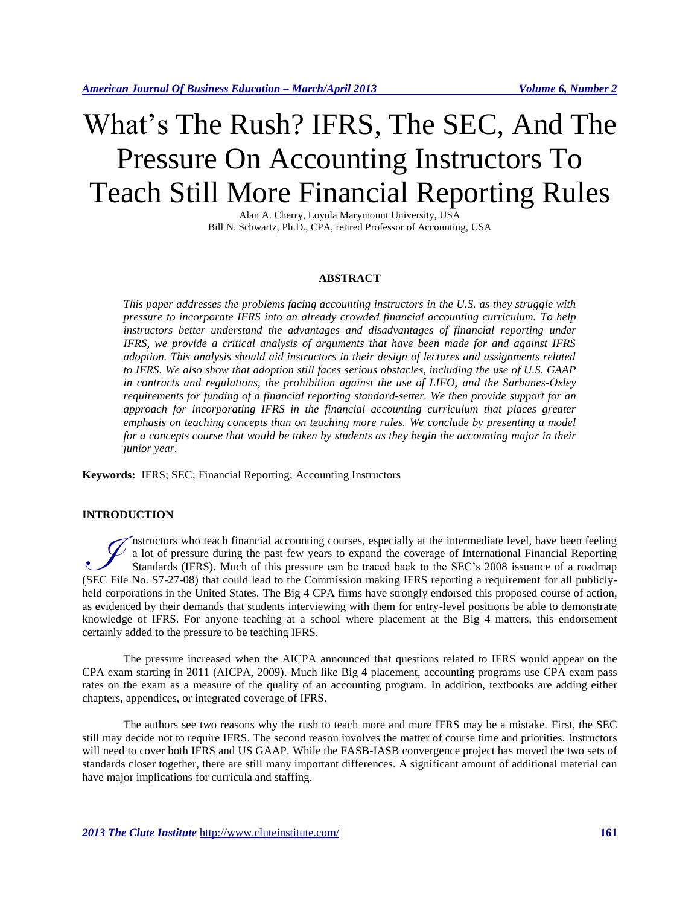# What's The Rush? IFRS, The SEC, And The Pressure On Accounting Instructors To Teach Still More Financial Reporting Rules

Alan A. Cherry, Loyola Marymount University, USA
Bill N. Schwartz, Ph.D., CPA, retired Professor of Accounting, USA

## ABSTRACT

*This paper addresses the problems facing accounting instructors in the U.S. as they struggle with pressure to incorporate IFRS into an already crowded financial accounting curriculum. To help instructors better understand the advantages and disadvantages of financial reporting under IFRS, we provide a critical analysis of arguments that have been made for and against IFRS adoption. This analysis should aid instructors in their design of lectures and assignments related to IFRS. We also show that adoption still faces serious obstacles, including the use of U.S. GAAP in contracts and regulations, the prohibition against the use of LIFO, and the Sarbanes-Oxley requirements for funding of a financial reporting standard-setter. We then provide support for an approach for incorporating IFRS in the financial accounting curriculum that places greater emphasis on teaching concepts than on teaching more rules. We conclude by presenting a model for a concepts course that would be taken by students as they begin the accounting major in their junior year.*

**Keywords:** IFRS; SEC; Financial Reporting; Accounting Instructors

## INTRODUCTION

Instructors who teach financial accounting courses, especially at the intermediate level, have been feeling a lot of pressure during the past few years to expand the coverage of International Financial Reporting Standards (IFRS). Much of this pressure can be traced back to the SEC's 2008 issuance of a roadmap (SEC File No. S7-27-08) that could lead to the Commission making IFRS reporting a requirement for all publicly-held corporations in the United States. The Big 4 CPA firms have strongly endorsed this proposed course of action, as evidenced by their demands that students interviewing with them for entry-level positions be able to demonstrate knowledge of IFRS. For anyone teaching at a school where placement at the Big 4 matters, this endorsement certainly added to the pressure to be teaching IFRS.

The pressure increased when the AICPA announced that questions related to IFRS would appear on the CPA exam starting in 2011 (AICPA, 2009). Much like Big 4 placement, accounting programs use CPA exam pass rates on the exam as a measure of the quality of an accounting program. In addition, textbooks are adding either chapters, appendices, or integrated coverage of IFRS.

The authors see two reasons why the rush to teach more and more IFRS may be a mistake. First, the SEC still may decide not to require IFRS. The second reason involves the matter of course time and priorities. Instructors will need to cover both IFRS and US GAAP. While the FASB-IASB convergence project has moved the two sets of standards closer together, there are still many important differences. A significant amount of additional material can have major implications for curricula and staffing.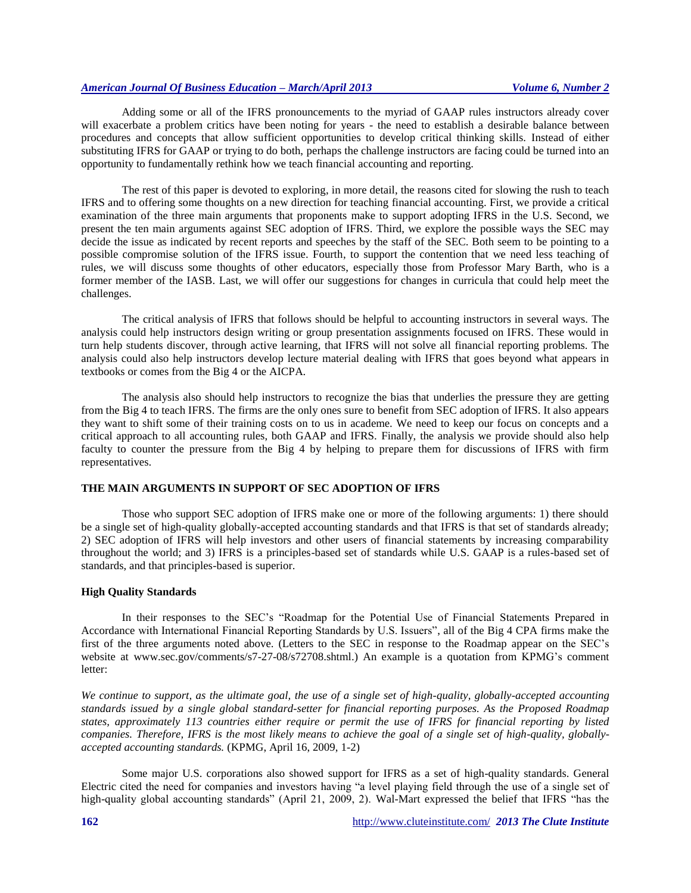Adding some or all of the IFRS pronouncements to the myriad of GAAP rules instructors already cover will exacerbate a problem critics have been noting for years - the need to establish a desirable balance between procedures and concepts that allow sufficient opportunities to develop critical thinking skills. Instead of either substituting IFRS for GAAP or trying to do both, perhaps the challenge instructors are facing could be turned into an opportunity to fundamentally rethink how we teach financial accounting and reporting.

The rest of this paper is devoted to exploring, in more detail, the reasons cited for slowing the rush to teach IFRS and to offering some thoughts on a new direction for teaching financial accounting. First, we provide a critical examination of the three main arguments that proponents make to support adopting IFRS in the U.S. Second, we present the ten main arguments against SEC adoption of IFRS. Third, we explore the possible ways the SEC may decide the issue as indicated by recent reports and speeches by the staff of the SEC. Both seem to be pointing to a possible compromise solution of the IFRS issue. Fourth, to support the contention that we need less teaching of rules, we will discuss some thoughts of other educators, especially those from Professor Mary Barth, who is a former member of the IASB. Last, we will offer our suggestions for changes in curricula that could help meet the challenges.

The critical analysis of IFRS that follows should be helpful to accounting instructors in several ways. The analysis could help instructors design writing or group presentation assignments focused on IFRS. These would in turn help students discover, through active learning, that IFRS will not solve all financial reporting problems. The analysis could also help instructors develop lecture material dealing with IFRS that goes beyond what appears in textbooks or comes from the Big 4 or the AICPA.

The analysis also should help instructors to recognize the bias that underlies the pressure they are getting from the Big 4 to teach IFRS. The firms are the only ones sure to benefit from SEC adoption of IFRS. It also appears they want to shift some of their training costs on to us in academe. We need to keep our focus on concepts and a critical approach to all accounting rules, both GAAP and IFRS. Finally, the analysis we provide should also help faculty to counter the pressure from the Big 4 by helping to prepare them for discussions of IFRS with firm representatives.

## THE MAIN ARGUMENTS IN SUPPORT OF SEC ADOPTION OF IFRS

Those who support SEC adoption of IFRS make one or more of the following arguments: 1) there should be a single set of high-quality globally-accepted accounting standards and that IFRS is that set of standards already; 2) SEC adoption of IFRS will help investors and other users of financial statements by increasing comparability throughout the world; and 3) IFRS is a principles-based set of standards while U.S. GAAP is a rules-based set of standards, and that principles-based is superior.

### High Quality Standards

In their responses to the SEC's "Roadmap for the Potential Use of Financial Statements Prepared in Accordance with International Financial Reporting Standards by U.S. Issuers", all of the Big 4 CPA firms make the first of the three arguments noted above. (Letters to the SEC in response to the Roadmap appear on the SEC's website at www.sec.gov/comments/s7-27-08/s72708.shtml.) An example is a quotation from KPMG's comment letter:

*We continue to support, as the ultimate goal, the use of a single set of high-quality, globally-accepted accounting standards issued by a single global standard-setter for financial reporting purposes. As the Proposed Roadmap states, approximately 113 countries either require or permit the use of IFRS for financial reporting by listed companies. Therefore, IFRS is the most likely means to achieve the goal of a single set of high-quality, globally-accepted accounting standards.* (KPMG, April 16, 2009, 1-2)

Some major U.S. corporations also showed support for IFRS as a set of high-quality standards. General Electric cited the need for companies and investors having "a level playing field through the use of a single set of high-quality global accounting standards" (April 21, 2009, 2). Wal-Mart expressed the belief that IFRS "has the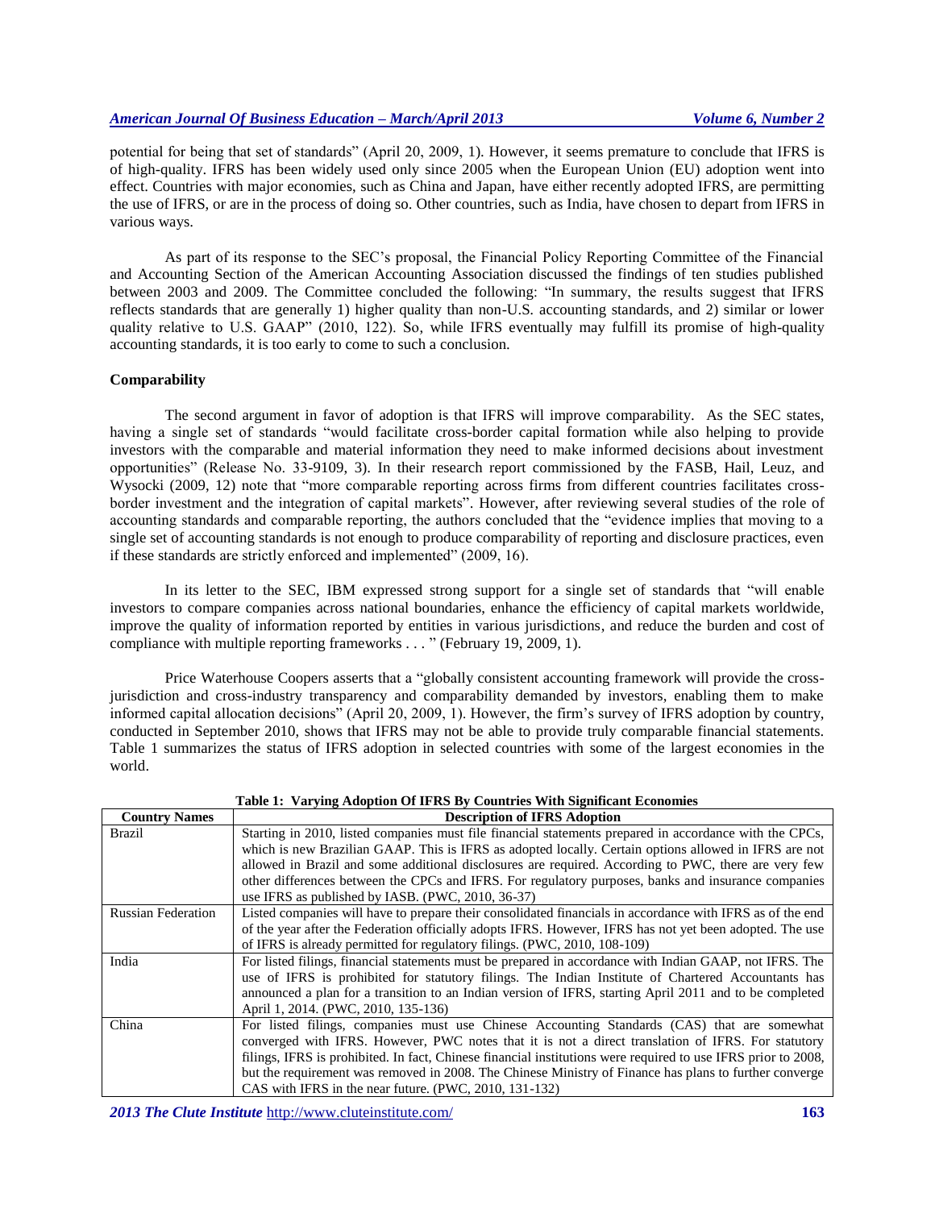potential for being that set of standards" (April 20, 2009, 1). However, it seems premature to conclude that IFRS is of high-quality. IFRS has been widely used only since 2005 when the European Union (EU) adoption went into effect. Countries with major economies, such as China and Japan, have either recently adopted IFRS, are permitting the use of IFRS, or are in the process of doing so. Other countries, such as India, have chosen to depart from IFRS in various ways.

As part of its response to the SEC's proposal, the Financial Policy Reporting Committee of the Financial and Accounting Section of the American Accounting Association discussed the findings of ten studies published between 2003 and 2009. The Committee concluded the following: "In summary, the results suggest that IFRS reflects standards that are generally 1) higher quality than non-U.S. accounting standards, and 2) similar or lower quality relative to U.S. GAAP" (2010, 122). So, while IFRS eventually may fulfill its promise of high-quality accounting standards, it is too early to come to such a conclusion.

**Comparability**

The second argument in favor of adoption is that IFRS will improve comparability. As the SEC states, having a single set of standards "would facilitate cross-border capital formation while also helping to provide investors with the comparable and material information they need to make informed decisions about investment opportunities" (Release No. 33-9109, 3). In their research report commissioned by the FASB, Hail, Leuz, and Wysocki (2009, 12) note that "more comparable reporting across firms from different countries facilitates cross-border investment and the integration of capital markets". However, after reviewing several studies of the role of accounting standards and comparable reporting, the authors concluded that the "evidence implies that moving to a single set of accounting standards is not enough to produce comparability of reporting and disclosure practices, even if these standards are strictly enforced and implemented" (2009, 16).

In its letter to the SEC, IBM expressed strong support for a single set of standards that "will enable investors to compare companies across national boundaries, enhance the efficiency of capital markets worldwide, improve the quality of information reported by entities in various jurisdictions, and reduce the burden and cost of compliance with multiple reporting frameworks . . . " (February 19, 2009, 1).

Price Waterhouse Coopers asserts that a "globally consistent accounting framework will provide the cross-jurisdiction and cross-industry transparency and comparability demanded by investors, enabling them to make informed capital allocation decisions" (April 20, 2009, 1). However, the firm's survey of IFRS adoption by country, conducted in September 2010, shows that IFRS may not be able to provide truly comparable financial statements. Table 1 summarizes the status of IFRS adoption in selected countries with some of the largest economies in the world.

**Table 1: Varying Adoption Of IFRS By Countries With Significant Economies**

| Country Names | Description of IFRS Adoption |
|---|---|
| Brazil | Starting in 2010, listed companies must file financial statements prepared in accordance with the CPCs, which is new Brazilian GAAP. This is IFRS as adopted locally. Certain options allowed in IFRS are not allowed in Brazil and some additional disclosures are required. According to PWC, there are very few other differences between the CPCs and IFRS. For regulatory purposes, banks and insurance companies use IFRS as published by IASB. (PWC, 2010, 36-37) |
| Russian Federation | Listed companies will have to prepare their consolidated financials in accordance with IFRS as of the end of the year after the Federation officially adopts IFRS. However, IFRS has not yet been adopted. The use of IFRS is already permitted for regulatory filings. (PWC, 2010, 108-109) |
| India | For listed filings, financial statements must be prepared in accordance with Indian GAAP, not IFRS. The use of IFRS is prohibited for statutory filings. The Indian Institute of Chartered Accountants has announced a plan for a transition to an Indian version of IFRS, starting April 2011 and to be completed April 1, 2014. (PWC, 2010, 135-136) |
| China | For listed filings, companies must use Chinese Accounting Standards (CAS) that are somewhat converged with IFRS. However, PWC notes that it is not a direct translation of IFRS. For statutory filings, IFRS is prohibited. In fact, Chinese financial institutions were required to use IFRS prior to 2008, but the requirement was removed in 2008. The Chinese Ministry of Finance has plans to further converge CAS with IFRS in the near future. (PWC, 2010, 131-132) |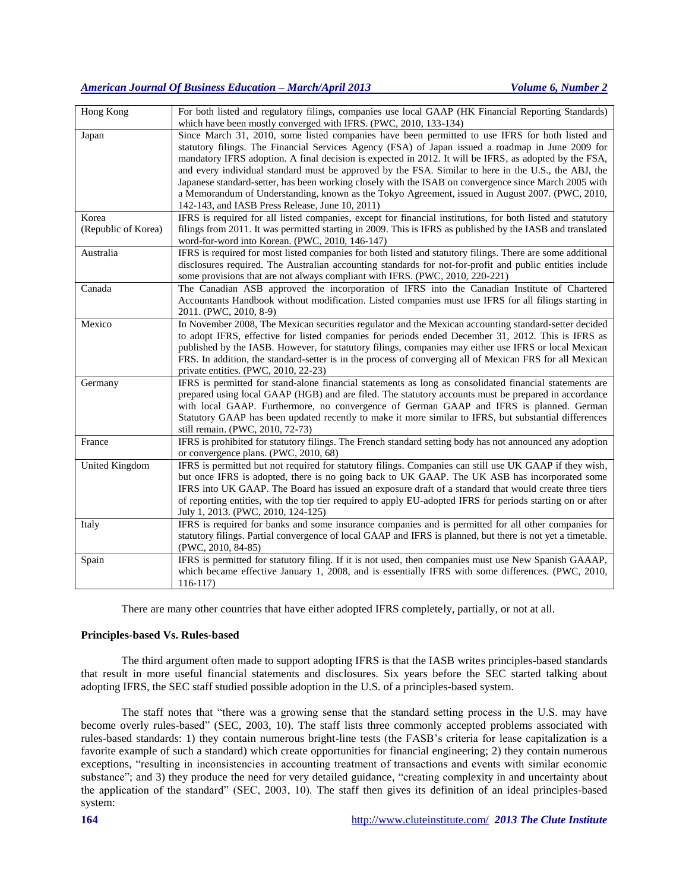| | |
|---|---|
| Hong Kong | For both listed and regulatory filings, companies use local GAAP (HK Financial Reporting Standards) which have been mostly converged with IFRS. (PWC, 2010, 133-134) |
| Japan | Since March 31, 2010, some listed companies have been permitted to use IFRS for both listed and statutory filings. The Financial Services Agency (FSA) of Japan issued a roadmap in June 2009 for mandatory IFRS adoption. A final decision is expected in 2012. It will be IFRS, as adopted by the FSA, and every individual standard must be approved by the FSA. Similar to here in the U.S., the ABJ, the Japanese standard-setter, has been working closely with the ISAB on convergence since March 2005 with a Memorandum of Understanding, known as the Tokyo Agreement, issued in August 2007. (PWC, 2010, 142-143, and IASB Press Release, June 10, 2011) |
| Korea (Republic of Korea) | IFRS is required for all listed companies, except for financial institutions, for both listed and statutory filings from 2011. It was permitted starting in 2009. This is IFRS as published by the IASB and translated word-for-word into Korean. (PWC, 2010, 146-147) |
| Australia | IFRS is required for most listed companies for both listed and statutory filings. There are some additional disclosures required. The Australian accounting standards for not-for-profit and public entities include some provisions that are not always compliant with IFRS. (PWC, 2010, 220-221) |
| Canada | The Canadian ASB approved the incorporation of IFRS into the Canadian Institute of Chartered Accountants Handbook without modification. Listed companies must use IFRS for all filings starting in 2011. (PWC, 2010, 8-9) |
| Mexico | In November 2008, The Mexican securities regulator and the Mexican accounting standard-setter decided to adopt IFRS, effective for listed companies for periods ended December 31, 2012. This is IFRS as published by the IASB. However, for statutory filings, companies may either use IFRS or local Mexican FRS. In addition, the standard-setter is in the process of converging all of Mexican FRS for all Mexican private entities. (PWC, 2010, 22-23) |
| Germany | IFRS is permitted for stand-alone financial statements as long as consolidated financial statements are prepared using local GAAP (HGB) and are filed. The statutory accounts must be prepared in accordance with local GAAP. Furthermore, no convergence of German GAAP and IFRS is planned. German Statutory GAAP has been updated recently to make it more similar to IFRS, but substantial differences still remain. (PWC, 2010, 72-73) |
| France | IFRS is prohibited for statutory filings. The French standard setting body has not announced any adoption or convergence plans. (PWC, 2010, 68) |
| United Kingdom | IFRS is permitted but not required for statutory filings. Companies can still use UK GAAP if they wish, but once IFRS is adopted, there is no going back to UK GAAP. The UK ASB has incorporated some IFRS into UK GAAP. The Board has issued an exposure draft of a standard that would create three tiers of reporting entities, with the top tier required to apply EU-adopted IFRS for periods starting on or after July 1, 2013. (PWC, 2010, 124-125) |
| Italy | IFRS is required for banks and some insurance companies and is permitted for all other companies for statutory filings. Partial convergence of local GAAP and IFRS is planned, but there is not yet a timetable. (PWC, 2010, 84-85) |
| Spain | IFRS is permitted for statutory filing. If it is not used, then companies must use New Spanish GAAAP, which became effective January 1, 2008, and is essentially IFRS with some differences. (PWC, 2010, 116-117) |

There are many other countries that have either adopted IFRS completely, partially, or not at all.

**Principles-based Vs. Rules-based**

The third argument often made to support adopting IFRS is that the IASB writes principles-based standards that result in more useful financial statements and disclosures. Six years before the SEC started talking about adopting IFRS, the SEC staff studied possible adoption in the U.S. of a principles-based system.

The staff notes that "there was a growing sense that the standard setting process in the U.S. may have become overly rules-based" (SEC, 2003, 10). The staff lists three commonly accepted problems associated with rules-based standards: 1) they contain numerous bright-line tests (the FASB's criteria for lease capitalization is a favorite example of such a standard) which create opportunities for financial engineering; 2) they contain numerous exceptions, "resulting in inconsistencies in accounting treatment of transactions and events with similar economic substance"; and 3) they produce the need for very detailed guidance, "creating complexity in and uncertainty about the application of the standard" (SEC, 2003, 10). The staff then gives its definition of an ideal principles-based system: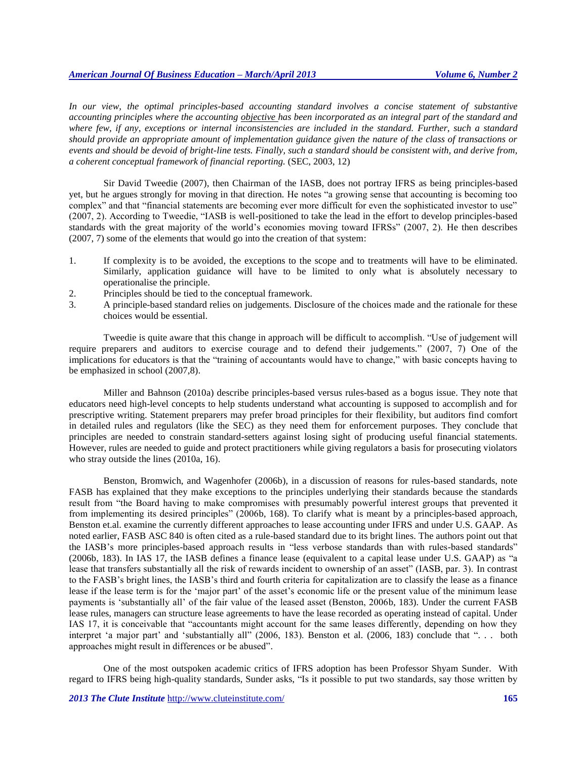*In our view, the optimal principles-based accounting standard involves a concise statement of substantive accounting principles where the accounting* ***objective*** *has been incorporated as an integral part of the standard and where few, if any, exceptions or internal inconsistencies are included in the standard. Further, such a standard should provide an appropriate amount of implementation guidance given the nature of the class of transactions or events and should be devoid of bright-line tests. Finally, such a standard should be consistent with, and derive from, a coherent conceptual framework of financial reporting.* (SEC, 2003, 12)

Sir David Tweedie (2007), then Chairman of the IASB, does not portray IFRS as being principles-based yet, but he argues strongly for moving in that direction. He notes "a growing sense that accounting is becoming too complex" and that "financial statements are becoming ever more difficult for even the sophisticated investor to use" (2007, 2). According to Tweedie, "IASB is well-positioned to take the lead in the effort to develop principles-based standards with the great majority of the world's economies moving toward IFRSs" (2007, 2). He then describes (2007, 7) some of the elements that would go into the creation of that system:

1. If complexity is to be avoided, the exceptions to the scope and to treatments will have to be eliminated. Similarly, application guidance will have to be limited to only what is absolutely necessary to operationalise the principle.
2. Principles should be tied to the conceptual framework.
3. A principle-based standard relies on judgements. Disclosure of the choices made and the rationale for these choices would be essential.

Tweedie is quite aware that this change in approach will be difficult to accomplish. "Use of judgement will require preparers and auditors to exercise courage and to defend their judgements." (2007, 7) One of the implications for educators is that the "training of accountants would have to change," with basic concepts having to be emphasized in school (2007,8).

Miller and Bahnson (2010a) describe principles-based versus rules-based as a bogus issue. They note that educators need high-level concepts to help students understand what accounting is supposed to accomplish and for prescriptive writing. Statement preparers may prefer broad principles for their flexibility, but auditors find comfort in detailed rules and regulators (like the SEC) as they need them for enforcement purposes. They conclude that principles are needed to constrain standard-setters against losing sight of producing useful financial statements. However, rules are needed to guide and protect practitioners while giving regulators a basis for prosecuting violators who stray outside the lines (2010a, 16).

Benston, Bromwich, and Wagenhofer (2006b), in a discussion of reasons for rules-based standards, note FASB has explained that they make exceptions to the principles underlying their standards because the standards result from "the Board having to make compromises with presumably powerful interest groups that prevented it from implementing its desired principles" (2006b, 168). To clarify what is meant by a principles-based approach, Benston et.al. examine the currently different approaches to lease accounting under IFRS and under U.S. GAAP. As noted earlier, FASB ASC 840 is often cited as a rule-based standard due to its bright lines. The authors point out that the IASB's more principles-based approach results in "less verbose standards than with rules-based standards" (2006b, 183). In IAS 17, the IASB defines a finance lease (equivalent to a capital lease under U.S. GAAP) as "a lease that transfers substantially all the risk of rewards incident to ownership of an asset" (IASB, par. 3). In contrast to the FASB's bright lines, the IASB's third and fourth criteria for capitalization are to classify the lease as a finance lease if the lease term is for the 'major part' of the asset's economic life or the present value of the minimum lease payments is 'substantially all' of the fair value of the leased asset (Benston, 2006b, 183). Under the current FASB lease rules, managers can structure lease agreements to have the lease recorded as operating instead of capital. Under IAS 17, it is conceivable that "accountants might account for the same leases differently, depending on how they interpret 'a major part' and 'substantially all" (2006, 183). Benston et al. (2006, 183) conclude that ". . . both approaches might result in differences or be abused".

One of the most outspoken academic critics of IFRS adoption has been Professor Shyam Sunder. With regard to IFRS being high-quality standards, Sunder asks, "Is it possible to put two standards, say those written by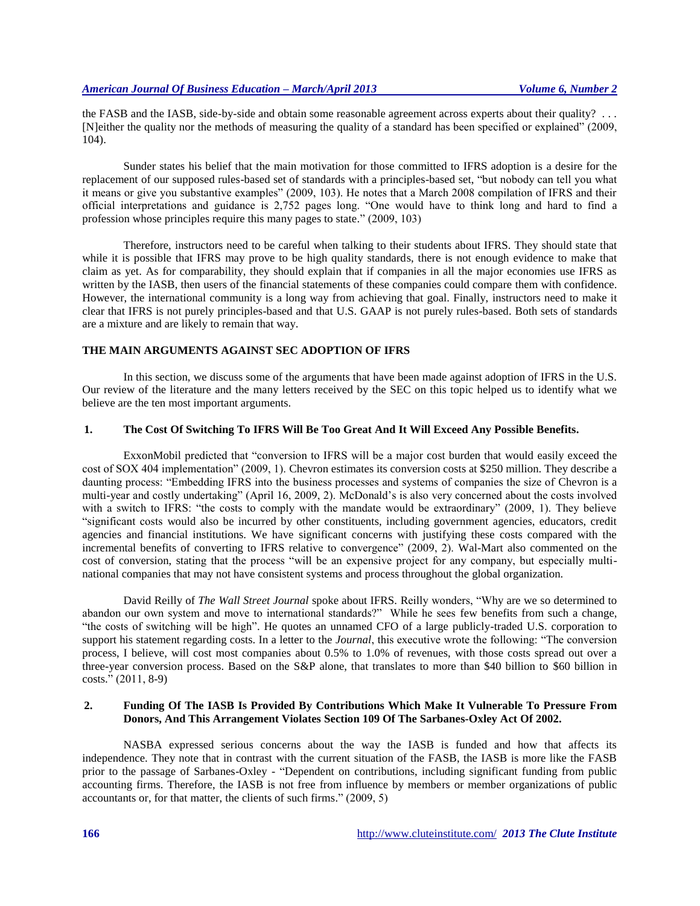the FASB and the IASB, side-by-side and obtain some reasonable agreement across experts about their quality? . . . [N]either the quality nor the methods of measuring the quality of a standard has been specified or explained" (2009, 104).

Sunder states his belief that the main motivation for those committed to IFRS adoption is a desire for the replacement of our supposed rules-based set of standards with a principles-based set, "but nobody can tell you what it means or give you substantive examples" (2009, 103). He notes that a March 2008 compilation of IFRS and their official interpretations and guidance is 2,752 pages long. "One would have to think long and hard to find a profession whose principles require this many pages to state." (2009, 103)

Therefore, instructors need to be careful when talking to their students about IFRS. They should state that while it is possible that IFRS may prove to be high quality standards, there is not enough evidence to make that claim as yet. As for comparability, they should explain that if companies in all the major economies use IFRS as written by the IASB, then users of the financial statements of these companies could compare them with confidence. However, the international community is a long way from achieving that goal. Finally, instructors need to make it clear that IFRS is not purely principles-based and that U.S. GAAP is not purely rules-based. Both sets of standards are a mixture and are likely to remain that way.

## THE MAIN ARGUMENTS AGAINST SEC ADOPTION OF IFRS

In this section, we discuss some of the arguments that have been made against adoption of IFRS in the U.S. Our review of the literature and the many letters received by the SEC on this topic helped us to identify what we believe are the ten most important arguments.

### 1. The Cost Of Switching To IFRS Will Be Too Great And It Will Exceed Any Possible Benefits.

ExxonMobil predicted that "conversion to IFRS will be a major cost burden that would easily exceed the cost of SOX 404 implementation" (2009, 1). Chevron estimates its conversion costs at $250 million. They describe a daunting process: "Embedding IFRS into the business processes and systems of companies the size of Chevron is a multi-year and costly undertaking" (April 16, 2009, 2). McDonald's is also very concerned about the costs involved with a switch to IFRS: "the costs to comply with the mandate would be extraordinary" (2009, 1). They believe "significant costs would also be incurred by other constituents, including government agencies, educators, credit agencies and financial institutions. We have significant concerns with justifying these costs compared with the incremental benefits of converting to IFRS relative to convergence" (2009, 2). Wal-Mart also commented on the cost of conversion, stating that the process "will be an expensive project for any company, but especially multi-national companies that may not have consistent systems and process throughout the global organization.

David Reilly of *The Wall Street Journal* spoke about IFRS. Reilly wonders, "Why are we so determined to abandon our own system and move to international standards?" While he sees few benefits from such a change, "the costs of switching will be high". He quotes an unnamed CFO of a large publicly-traded U.S. corporation to support his statement regarding costs. In a letter to the *Journal*, this executive wrote the following: "The conversion process, I believe, will cost most companies about 0.5% to 1.0% of revenues, with those costs spread out over a three-year conversion process. Based on the S&P alone, that translates to more than $40 billion to $60 billion in costs." (2011, 8-9)

### 2. Funding Of The IASB Is Provided By Contributions Which Make It Vulnerable To Pressure From Donors, And This Arrangement Violates Section 109 Of The Sarbanes-Oxley Act Of 2002.

NASBA expressed serious concerns about the way the IASB is funded and how that affects its independence. They note that in contrast with the current situation of the FASB, the IASB is more like the FASB prior to the passage of Sarbanes-Oxley - "Dependent on contributions, including significant funding from public accounting firms. Therefore, the IASB is not free from influence by members or member organizations of public accountants or, for that matter, the clients of such firms." (2009, 5)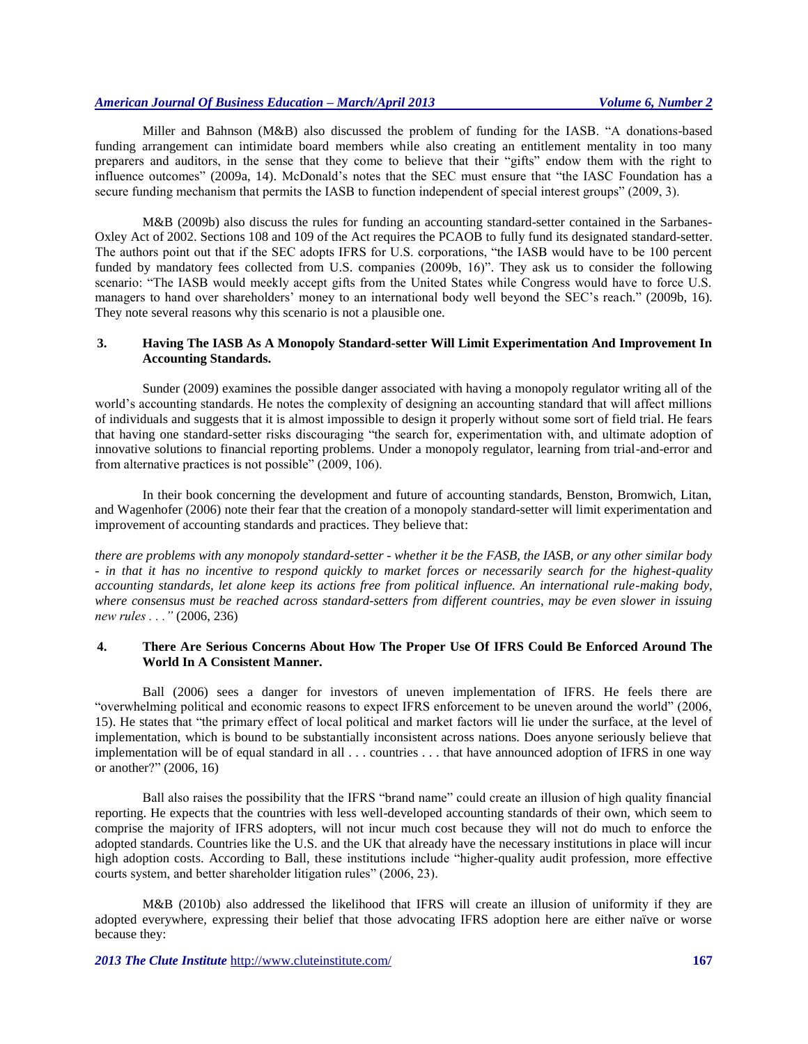Miller and Bahnson (M&B) also discussed the problem of funding for the IASB. "A donations-based funding arrangement can intimidate board members while also creating an entitlement mentality in too many preparers and auditors, in the sense that they come to believe that their "gifts" endow them with the right to influence outcomes" (2009a, 14). McDonald's notes that the SEC must ensure that "the IASC Foundation has a secure funding mechanism that permits the IASB to function independent of special interest groups" (2009, 3).

M&B (2009b) also discuss the rules for funding an accounting standard-setter contained in the Sarbanes-Oxley Act of 2002. Sections 108 and 109 of the Act requires the PCAOB to fully fund its designated standard-setter. The authors point out that if the SEC adopts IFRS for U.S. corporations, "the IASB would have to be 100 percent funded by mandatory fees collected from U.S. companies (2009b, 16)". They ask us to consider the following scenario: "The IASB would meekly accept gifts from the United States while Congress would have to force U.S. managers to hand over shareholders' money to an international body well beyond the SEC's reach." (2009b, 16). They note several reasons why this scenario is not a plausible one.

### 3. Having The IASB As A Monopoly Standard-setter Will Limit Experimentation And Improvement In Accounting Standards.

Sunder (2009) examines the possible danger associated with having a monopoly regulator writing all of the world's accounting standards. He notes the complexity of designing an accounting standard that will affect millions of individuals and suggests that it is almost impossible to design it properly without some sort of field trial. He fears that having one standard-setter risks discouraging "the search for, experimentation with, and ultimate adoption of innovative solutions to financial reporting problems. Under a monopoly regulator, learning from trial-and-error and from alternative practices is not possible" (2009, 106).

In their book concerning the development and future of accounting standards, Benston, Bromwich, Litan, and Wagenhofer (2006) note their fear that the creation of a monopoly standard-setter will limit experimentation and improvement of accounting standards and practices. They believe that:

*there are problems with any monopoly standard-setter - whether it be the FASB, the IASB, or any other similar body - in that it has no incentive to respond quickly to market forces or necessarily search for the highest-quality accounting standards, let alone keep its actions free from political influence. An international rule-making body, where consensus must be reached across standard-setters from different countries, may be even slower in issuing new rules . . ."* (2006, 236)

### 4. There Are Serious Concerns About How The Proper Use Of IFRS Could Be Enforced Around The World In A Consistent Manner.

Ball (2006) sees a danger for investors of uneven implementation of IFRS. He feels there are "overwhelming political and economic reasons to expect IFRS enforcement to be uneven around the world" (2006, 15). He states that "the primary effect of local political and market factors will lie under the surface, at the level of implementation, which is bound to be substantially inconsistent across nations. Does anyone seriously believe that implementation will be of equal standard in all . . . countries . . . that have announced adoption of IFRS in one way or another?" (2006, 16)

Ball also raises the possibility that the IFRS "brand name" could create an illusion of high quality financial reporting. He expects that the countries with less well-developed accounting standards of their own, which seem to comprise the majority of IFRS adopters, will not incur much cost because they will not do much to enforce the adopted standards. Countries like the U.S. and the UK that already have the necessary institutions in place will incur high adoption costs. According to Ball, these institutions include "higher-quality audit profession, more effective courts system, and better shareholder litigation rules" (2006, 23).

M&B (2010b) also addressed the likelihood that IFRS will create an illusion of uniformity if they are adopted everywhere, expressing their belief that those advocating IFRS adoption here are either naïve or worse because they: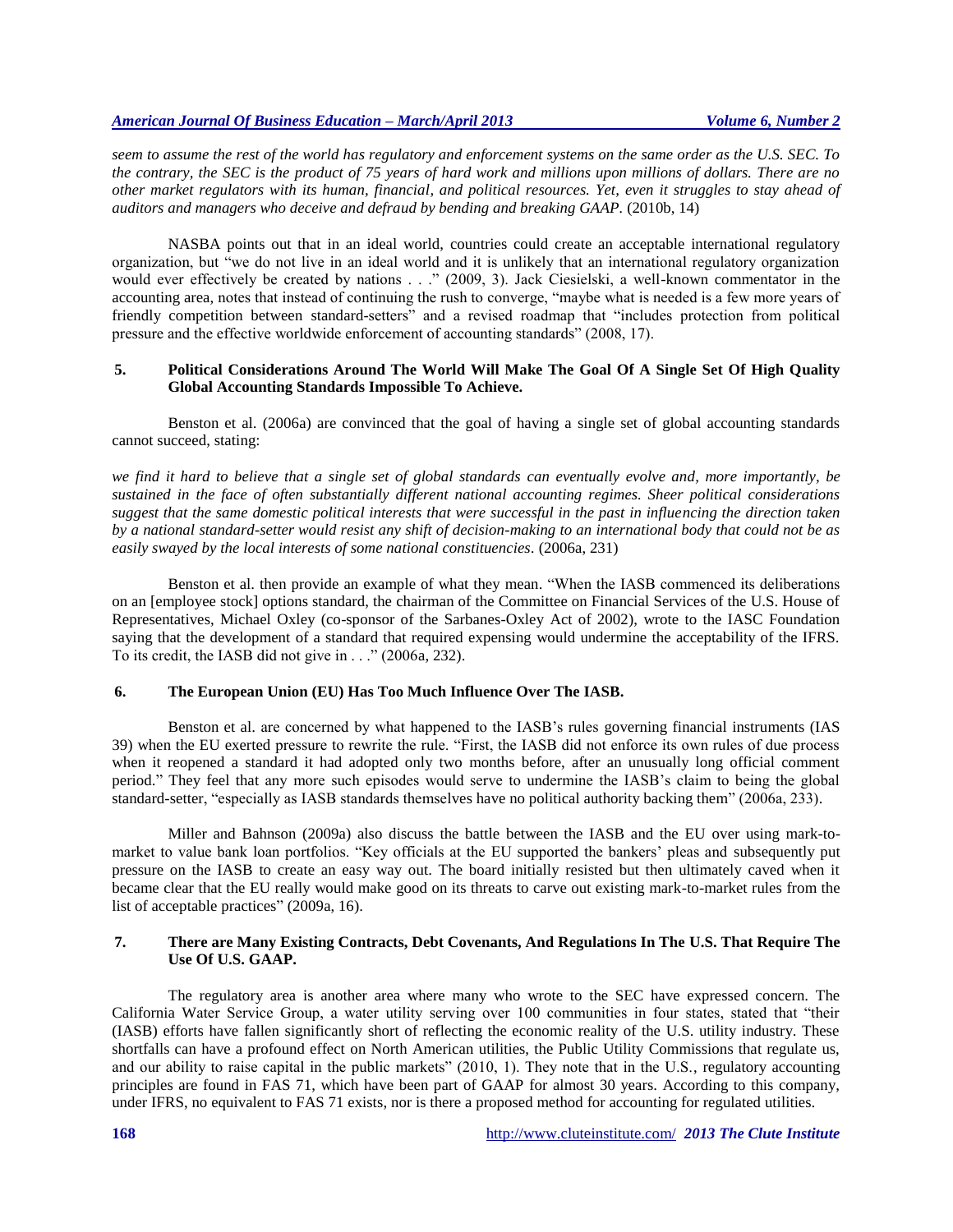*seem to assume the rest of the world has regulatory and enforcement systems on the same order as the U.S. SEC. To the contrary, the SEC is the product of 75 years of hard work and millions upon millions of dollars. There are no other market regulators with its human, financial, and political resources. Yet, even it struggles to stay ahead of auditors and managers who deceive and defraud by bending and breaking GAAP.* (2010b, 14)

NASBA points out that in an ideal world, countries could create an acceptable international regulatory organization, but "we do not live in an ideal world and it is unlikely that an international regulatory organization would ever effectively be created by nations . . ." (2009, 3). Jack Ciesielski, a well-known commentator in the accounting area, notes that instead of continuing the rush to converge, "maybe what is needed is a few more years of friendly competition between standard-setters" and a revised roadmap that "includes protection from political pressure and the effective worldwide enforcement of accounting standards" (2008, 17).

## 5. Political Considerations Around The World Will Make The Goal Of A Single Set Of High Quality Global Accounting Standards Impossible To Achieve.

Benston et al. (2006a) are convinced that the goal of having a single set of global accounting standards cannot succeed, stating:

*we find it hard to believe that a single set of global standards can eventually evolve and, more importantly, be sustained in the face of often substantially different national accounting regimes. Sheer political considerations suggest that the same domestic political interests that were successful in the past in influencing the direction taken by a national standard-setter would resist any shift of decision-making to an international body that could not be as easily swayed by the local interests of some national constituencies.* (2006a, 231)

Benston et al. then provide an example of what they mean. "When the IASB commenced its deliberations on an [employee stock] options standard, the chairman of the Committee on Financial Services of the U.S. House of Representatives, Michael Oxley (co-sponsor of the Sarbanes-Oxley Act of 2002), wrote to the IASC Foundation saying that the development of a standard that required expensing would undermine the acceptability of the IFRS. To its credit, the IASB did not give in . . ." (2006a, 232).

## 6. The European Union (EU) Has Too Much Influence Over The IASB.

Benston et al. are concerned by what happened to the IASB's rules governing financial instruments (IAS 39) when the EU exerted pressure to rewrite the rule. "First, the IASB did not enforce its own rules of due process when it reopened a standard it had adopted only two months before, after an unusually long official comment period." They feel that any more such episodes would serve to undermine the IASB's claim to being the global standard-setter, "especially as IASB standards themselves have no political authority backing them" (2006a, 233).

Miller and Bahnson (2009a) also discuss the battle between the IASB and the EU over using mark-to-market to value bank loan portfolios. "Key officials at the EU supported the bankers' pleas and subsequently put pressure on the IASB to create an easy way out. The board initially resisted but then ultimately caved when it became clear that the EU really would make good on its threats to carve out existing mark-to-market rules from the list of acceptable practices" (2009a, 16).

## 7. There are Many Existing Contracts, Debt Covenants, And Regulations In The U.S. That Require The Use Of U.S. GAAP.

The regulatory area is another area where many who wrote to the SEC have expressed concern. The California Water Service Group, a water utility serving over 100 communities in four states, stated that "their (IASB) efforts have fallen significantly short of reflecting the economic reality of the U.S. utility industry. These shortfalls can have a profound effect on North American utilities, the Public Utility Commissions that regulate us, and our ability to raise capital in the public markets" (2010, 1). They note that in the U.S., regulatory accounting principles are found in FAS 71, which have been part of GAAP for almost 30 years. According to this company, under IFRS, no equivalent to FAS 71 exists, nor is there a proposed method for accounting for regulated utilities.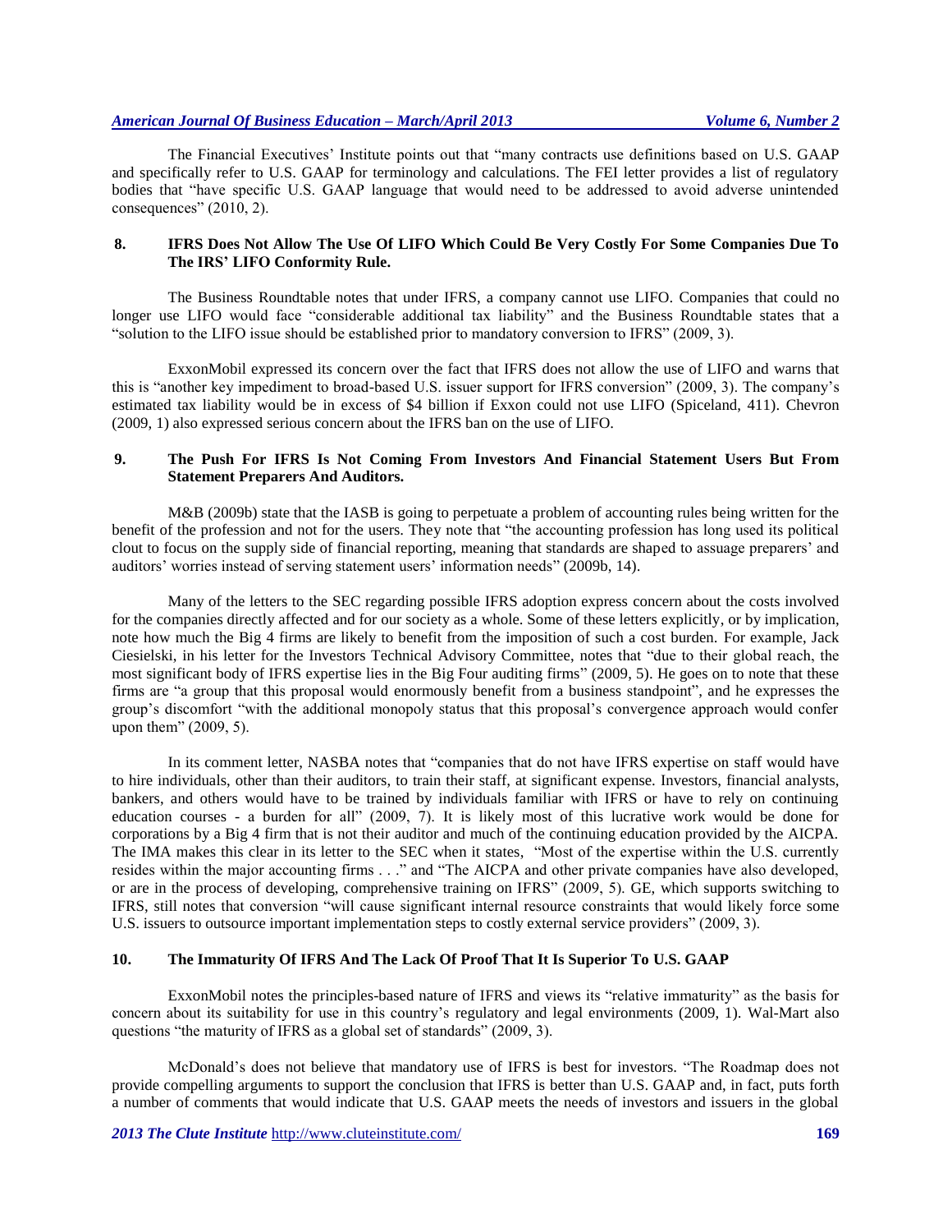The Financial Executives' Institute points out that "many contracts use definitions based on U.S. GAAP and specifically refer to U.S. GAAP for terminology and calculations. The FEI letter provides a list of regulatory bodies that "have specific U.S. GAAP language that would need to be addressed to avoid adverse unintended consequences" (2010, 2).

### 8. IFRS Does Not Allow The Use Of LIFO Which Could Be Very Costly For Some Companies Due To The IRS' LIFO Conformity Rule.

The Business Roundtable notes that under IFRS, a company cannot use LIFO. Companies that could no longer use LIFO would face "considerable additional tax liability" and the Business Roundtable states that a "solution to the LIFO issue should be established prior to mandatory conversion to IFRS" (2009, 3).

ExxonMobil expressed its concern over the fact that IFRS does not allow the use of LIFO and warns that this is "another key impediment to broad-based U.S. issuer support for IFRS conversion" (2009, 3). The company's estimated tax liability would be in excess of $4 billion if Exxon could not use LIFO (Spiceland, 411). Chevron (2009, 1) also expressed serious concern about the IFRS ban on the use of LIFO.

### 9. The Push For IFRS Is Not Coming From Investors And Financial Statement Users But From Statement Preparers And Auditors.

M&B (2009b) state that the IASB is going to perpetuate a problem of accounting rules being written for the benefit of the profession and not for the users. They note that "the accounting profession has long used its political clout to focus on the supply side of financial reporting, meaning that standards are shaped to assuage preparers' and auditors' worries instead of serving statement users' information needs" (2009b, 14).

Many of the letters to the SEC regarding possible IFRS adoption express concern about the costs involved for the companies directly affected and for our society as a whole. Some of these letters explicitly, or by implication, note how much the Big 4 firms are likely to benefit from the imposition of such a cost burden. For example, Jack Ciesielski, in his letter for the Investors Technical Advisory Committee, notes that "due to their global reach, the most significant body of IFRS expertise lies in the Big Four auditing firms" (2009, 5). He goes on to note that these firms are "a group that this proposal would enormously benefit from a business standpoint", and he expresses the group's discomfort "with the additional monopoly status that this proposal's convergence approach would confer upon them" (2009, 5).

In its comment letter, NASBA notes that "companies that do not have IFRS expertise on staff would have to hire individuals, other than their auditors, to train their staff, at significant expense. Investors, financial analysts, bankers, and others would have to be trained by individuals familiar with IFRS or have to rely on continuing education courses - a burden for all" (2009, 7). It is likely most of this lucrative work would be done for corporations by a Big 4 firm that is not their auditor and much of the continuing education provided by the AICPA. The IMA makes this clear in its letter to the SEC when it states, "Most of the expertise within the U.S. currently resides within the major accounting firms . . ." and "The AICPA and other private companies have also developed, or are in the process of developing, comprehensive training on IFRS" (2009, 5). GE, which supports switching to IFRS, still notes that conversion "will cause significant internal resource constraints that would likely force some U.S. issuers to outsource important implementation steps to costly external service providers" (2009, 3).

### 10. The Immaturity Of IFRS And The Lack Of Proof That It Is Superior To U.S. GAAP

ExxonMobil notes the principles-based nature of IFRS and views its "relative immaturity" as the basis for concern about its suitability for use in this country's regulatory and legal environments (2009, 1). Wal-Mart also questions "the maturity of IFRS as a global set of standards" (2009, 3).

McDonald's does not believe that mandatory use of IFRS is best for investors. "The Roadmap does not provide compelling arguments to support the conclusion that IFRS is better than U.S. GAAP and, in fact, puts forth a number of comments that would indicate that U.S. GAAP meets the needs of investors and issuers in the global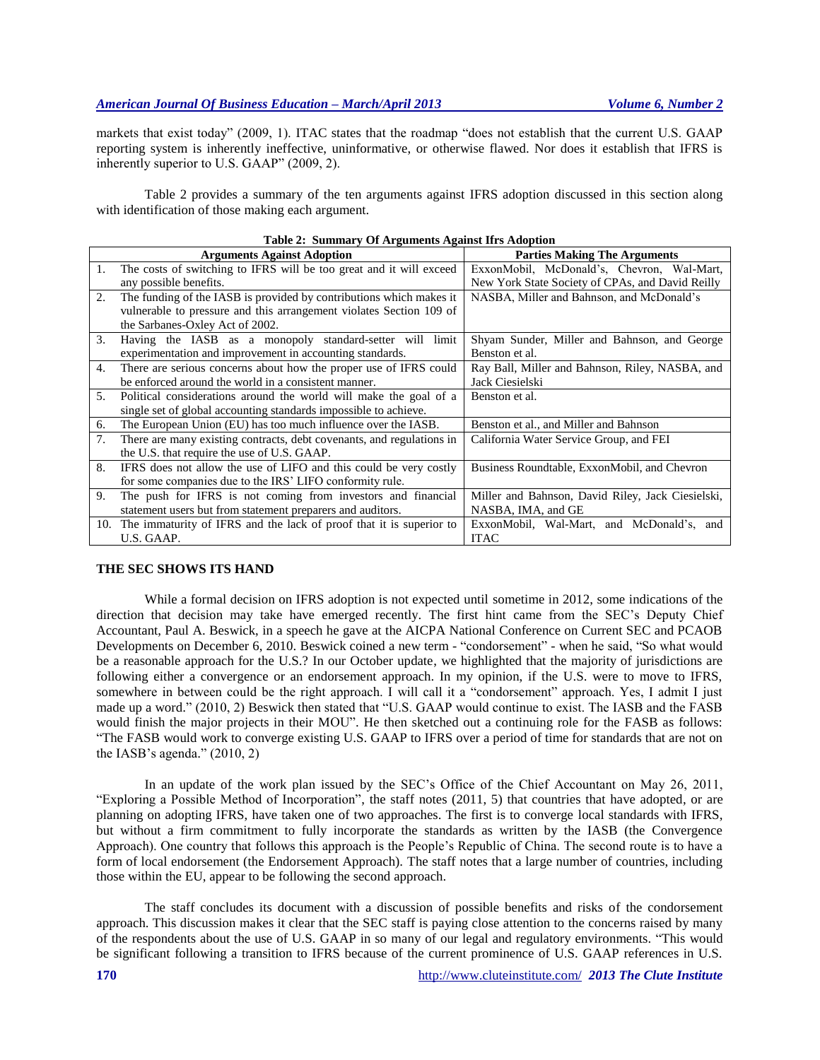markets that exist today" (2009, 1). ITAC states that the roadmap "does not establish that the current U.S. GAAP reporting system is inherently ineffective, uninformative, or otherwise flawed. Nor does it establish that IFRS is inherently superior to U.S. GAAP" (2009, 2).

Table 2 provides a summary of the ten arguments against IFRS adoption discussed in this section along with identification of those making each argument.

**Table 2: Summary Of Arguments Against Ifrs Adoption**

| | Arguments Against Adoption | Parties Making The Arguments |
|---|---|---|
| 1. | The costs of switching to IFRS will be too great and it will exceed any possible benefits. | ExxonMobil, McDonald's, Chevron, Wal-Mart, New York State Society of CPAs, and David Reilly |
| 2. | The funding of the IASB is provided by contributions which makes it vulnerable to pressure and this arrangement violates Section 109 of the Sarbanes-Oxley Act of 2002. | NASBA, Miller and Bahnson, and McDonald's |
| 3. | Having the IASB as a monopoly standard-setter will limit experimentation and improvement in accounting standards. | Shyam Sunder, Miller and Bahnson, and George Benston et al. |
| 4. | There are serious concerns about how the proper use of IFRS could be enforced around the world in a consistent manner. | Ray Ball, Miller and Bahnson, Riley, NASBA, and Jack Ciesielski |
| 5. | Political considerations around the world will make the goal of a single set of global accounting standards impossible to achieve. | Benston et al. |
| 6. | The European Union (EU) has too much influence over the IASB. | Benston et al., and Miller and Bahnson |
| 7. | There are many existing contracts, debt covenants, and regulations in the U.S. that require the use of U.S. GAAP. | California Water Service Group, and FEI |
| 8. | IFRS does not allow the use of LIFO and this could be very costly for some companies due to the IRS' LIFO conformity rule. | Business Roundtable, ExxonMobil, and Chevron |
| 9. | The push for IFRS is not coming from investors and financial statement users but from statement preparers and auditors. | Miller and Bahnson, David Riley, Jack Ciesielski, NASBA, IMA, and GE |
| 10. | The immaturity of IFRS and the lack of proof that it is superior to U.S. GAAP. | ExxonMobil, Wal-Mart, and McDonald's, and ITAC |

## THE SEC SHOWS ITS HAND

While a formal decision on IFRS adoption is not expected until sometime in 2012, some indications of the direction that decision may take have emerged recently. The first hint came from the SEC's Deputy Chief Accountant, Paul A. Beswick, in a speech he gave at the AICPA National Conference on Current SEC and PCAOB Developments on December 6, 2010. Beswick coined a new term - "condorsement" - when he said, "So what would be a reasonable approach for the U.S.? In our October update, we highlighted that the majority of jurisdictions are following either a convergence or an endorsement approach. In my opinion, if the U.S. were to move to IFRS, somewhere in between could be the right approach. I will call it a "condorsement" approach. Yes, I admit I just made up a word." (2010, 2) Beswick then stated that "U.S. GAAP would continue to exist. The IASB and the FASB would finish the major projects in their MOU". He then sketched out a continuing role for the FASB as follows: "The FASB would work to converge existing U.S. GAAP to IFRS over a period of time for standards that are not on the IASB's agenda." (2010, 2)

In an update of the work plan issued by the SEC's Office of the Chief Accountant on May 26, 2011, "Exploring a Possible Method of Incorporation", the staff notes (2011, 5) that countries that have adopted, or are planning on adopting IFRS, have taken one of two approaches. The first is to converge local standards with IFRS, but without a firm commitment to fully incorporate the standards as written by the IASB (the Convergence Approach). One country that follows this approach is the People's Republic of China. The second route is to have a form of local endorsement (the Endorsement Approach). The staff notes that a large number of countries, including those within the EU, appear to be following the second approach.

The staff concludes its document with a discussion of possible benefits and risks of the condorsement approach. This discussion makes it clear that the SEC staff is paying close attention to the concerns raised by many of the respondents about the use of U.S. GAAP in so many of our legal and regulatory environments. "This would be significant following a transition to IFRS because of the current prominence of U.S. GAAP references in U.S.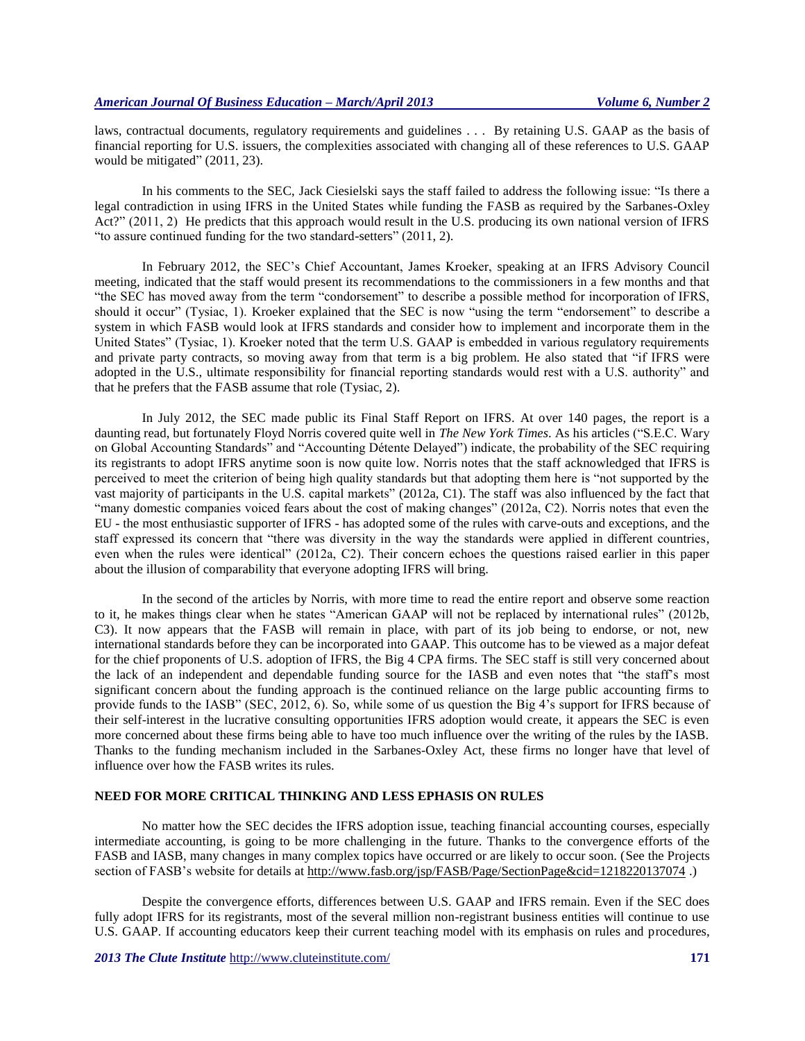laws, contractual documents, regulatory requirements and guidelines . . . By retaining U.S. GAAP as the basis of financial reporting for U.S. issuers, the complexities associated with changing all of these references to U.S. GAAP would be mitigated" (2011, 23).

In his comments to the SEC, Jack Ciesielski says the staff failed to address the following issue: "Is there a legal contradiction in using IFRS in the United States while funding the FASB as required by the Sarbanes-Oxley Act?" (2011, 2) He predicts that this approach would result in the U.S. producing its own national version of IFRS "to assure continued funding for the two standard-setters" (2011, 2).

In February 2012, the SEC's Chief Accountant, James Kroeker, speaking at an IFRS Advisory Council meeting, indicated that the staff would present its recommendations to the commissioners in a few months and that "the SEC has moved away from the term "condorsement" to describe a possible method for incorporation of IFRS, should it occur" (Tysiac, 1). Kroeker explained that the SEC is now "using the term "endorsement" to describe a system in which FASB would look at IFRS standards and consider how to implement and incorporate them in the United States" (Tysiac, 1). Kroeker noted that the term U.S. GAAP is embedded in various regulatory requirements and private party contracts, so moving away from that term is a big problem. He also stated that "if IFRS were adopted in the U.S., ultimate responsibility for financial reporting standards would rest with a U.S. authority" and that he prefers that the FASB assume that role (Tysiac, 2).

In July 2012, the SEC made public its Final Staff Report on IFRS. At over 140 pages, the report is a daunting read, but fortunately Floyd Norris covered quite well in *The New York Times*. As his articles ("S.E.C. Wary on Global Accounting Standards" and "Accounting Détente Delayed") indicate, the probability of the SEC requiring its registrants to adopt IFRS anytime soon is now quite low. Norris notes that the staff acknowledged that IFRS is perceived to meet the criterion of being high quality standards but that adopting them here is "not supported by the vast majority of participants in the U.S. capital markets" (2012a, C1). The staff was also influenced by the fact that "many domestic companies voiced fears about the cost of making changes" (2012a, C2). Norris notes that even the EU - the most enthusiastic supporter of IFRS - has adopted some of the rules with carve-outs and exceptions, and the staff expressed its concern that "there was diversity in the way the standards were applied in different countries, even when the rules were identical" (2012a, C2). Their concern echoes the questions raised earlier in this paper about the illusion of comparability that everyone adopting IFRS will bring.

In the second of the articles by Norris, with more time to read the entire report and observe some reaction to it, he makes things clear when he states "American GAAP will not be replaced by international rules" (2012b, C3). It now appears that the FASB will remain in place, with part of its job being to endorse, or not, new international standards before they can be incorporated into GAAP. This outcome has to be viewed as a major defeat for the chief proponents of U.S. adoption of IFRS, the Big 4 CPA firms. The SEC staff is still very concerned about the lack of an independent and dependable funding source for the IASB and even notes that "the staff's most significant concern about the funding approach is the continued reliance on the large public accounting firms to provide funds to the IASB" (SEC, 2012, 6). So, while some of us question the Big 4's support for IFRS because of their self-interest in the lucrative consulting opportunities IFRS adoption would create, it appears the SEC is even more concerned about these firms being able to have too much influence over the writing of the rules by the IASB. Thanks to the funding mechanism included in the Sarbanes-Oxley Act, these firms no longer have that level of influence over how the FASB writes its rules.

## NEED FOR MORE CRITICAL THINKING AND LESS EPHASIS ON RULES

No matter how the SEC decides the IFRS adoption issue, teaching financial accounting courses, especially intermediate accounting, is going to be more challenging in the future. Thanks to the convergence efforts of the FASB and IASB, many changes in many complex topics have occurred or are likely to occur soon. (See the Projects section of FASB's website for details at http://www.fasb.org/jsp/FASB/Page/SectionPage&cid=1218220137074 .)

Despite the convergence efforts, differences between U.S. GAAP and IFRS remain. Even if the SEC does fully adopt IFRS for its registrants, most of the several million non-registrant business entities will continue to use U.S. GAAP. If accounting educators keep their current teaching model with its emphasis on rules and procedures,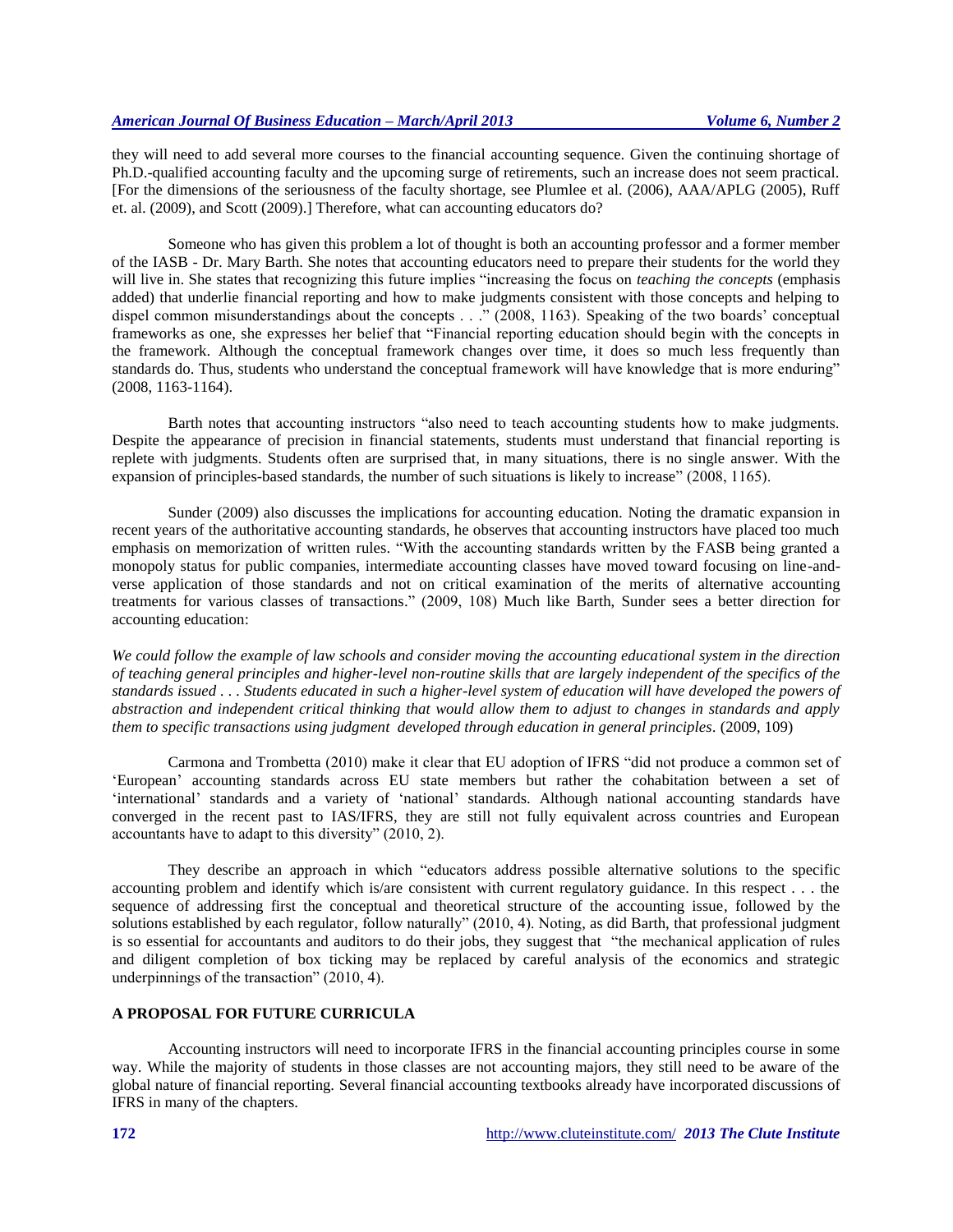they will need to add several more courses to the financial accounting sequence. Given the continuing shortage of Ph.D.-qualified accounting faculty and the upcoming surge of retirements, such an increase does not seem practical. [For the dimensions of the seriousness of the faculty shortage, see Plumlee et al. (2006), AAA/APLG (2005), Ruff et. al. (2009), and Scott (2009).] Therefore, what can accounting educators do?

Someone who has given this problem a lot of thought is both an accounting professor and a former member of the IASB - Dr. Mary Barth. She notes that accounting educators need to prepare their students for the world they will live in. She states that recognizing this future implies "increasing the focus on *teaching the concepts* (emphasis added) that underlie financial reporting and how to make judgments consistent with those concepts and helping to dispel common misunderstandings about the concepts . . ." (2008, 1163). Speaking of the two boards' conceptual frameworks as one, she expresses her belief that "Financial reporting education should begin with the concepts in the framework. Although the conceptual framework changes over time, it does so much less frequently than standards do. Thus, students who understand the conceptual framework will have knowledge that is more enduring" (2008, 1163-1164).

Barth notes that accounting instructors "also need to teach accounting students how to make judgments. Despite the appearance of precision in financial statements, students must understand that financial reporting is replete with judgments. Students often are surprised that, in many situations, there is no single answer. With the expansion of principles-based standards, the number of such situations is likely to increase" (2008, 1165).

Sunder (2009) also discusses the implications for accounting education. Noting the dramatic expansion in recent years of the authoritative accounting standards, he observes that accounting instructors have placed too much emphasis on memorization of written rules. "With the accounting standards written by the FASB being granted a monopoly status for public companies, intermediate accounting classes have moved toward focusing on line-and-verse application of those standards and not on critical examination of the merits of alternative accounting treatments for various classes of transactions." (2009, 108) Much like Barth, Sunder sees a better direction for accounting education:

*We could follow the example of law schools and consider moving the accounting educational system in the direction of teaching general principles and higher-level non-routine skills that are largely independent of the specifics of the standards issued . . . Students educated in such a higher-level system of education will have developed the powers of abstraction and independent critical thinking that would allow them to adjust to changes in standards and apply them to specific transactions using judgment developed through education in general principles*. (2009, 109)

Carmona and Trombetta (2010) make it clear that EU adoption of IFRS "did not produce a common set of 'European' accounting standards across EU state members but rather the cohabitation between a set of 'international' standards and a variety of 'national' standards. Although national accounting standards have converged in the recent past to IAS/IFRS, they are still not fully equivalent across countries and European accountants have to adapt to this diversity" (2010, 2).

They describe an approach in which "educators address possible alternative solutions to the specific accounting problem and identify which is/are consistent with current regulatory guidance. In this respect . . . the sequence of addressing first the conceptual and theoretical structure of the accounting issue, followed by the solutions established by each regulator, follow naturally" (2010, 4). Noting, as did Barth, that professional judgment is so essential for accountants and auditors to do their jobs, they suggest that "the mechanical application of rules and diligent completion of box ticking may be replaced by careful analysis of the economics and strategic underpinnings of the transaction" (2010, 4).

## A PROPOSAL FOR FUTURE CURRICULA

Accounting instructors will need to incorporate IFRS in the financial accounting principles course in some way. While the majority of students in those classes are not accounting majors, they still need to be aware of the global nature of financial reporting. Several financial accounting textbooks already have incorporated discussions of IFRS in many of the chapters.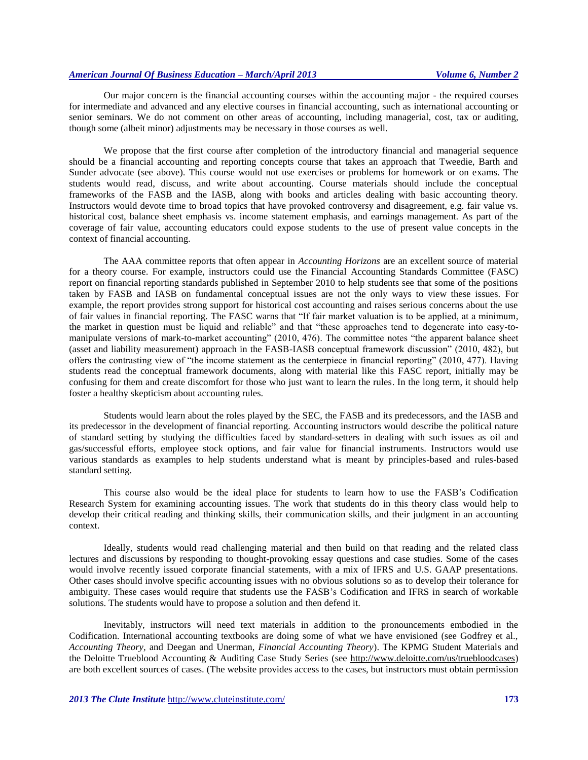Our major concern is the financial accounting courses within the accounting major - the required courses for intermediate and advanced and any elective courses in financial accounting, such as international accounting or senior seminars. We do not comment on other areas of accounting, including managerial, cost, tax or auditing, though some (albeit minor) adjustments may be necessary in those courses as well.

We propose that the first course after completion of the introductory financial and managerial sequence should be a financial accounting and reporting concepts course that takes an approach that Tweedie, Barth and Sunder advocate (see above). This course would not use exercises or problems for homework or on exams. The students would read, discuss, and write about accounting. Course materials should include the conceptual frameworks of the FASB and the IASB, along with books and articles dealing with basic accounting theory. Instructors would devote time to broad topics that have provoked controversy and disagreement, e.g. fair value vs. historical cost, balance sheet emphasis vs. income statement emphasis, and earnings management. As part of the coverage of fair value, accounting educators could expose students to the use of present value concepts in the context of financial accounting.

The AAA committee reports that often appear in *Accounting Horizons* are an excellent source of material for a theory course. For example, instructors could use the Financial Accounting Standards Committee (FASC) report on financial reporting standards published in September 2010 to help students see that some of the positions taken by FASB and IASB on fundamental conceptual issues are not the only ways to view these issues. For example, the report provides strong support for historical cost accounting and raises serious concerns about the use of fair values in financial reporting. The FASC warns that "If fair market valuation is to be applied, at a minimum, the market in question must be liquid and reliable" and that "these approaches tend to degenerate into easy-to-manipulate versions of mark-to-market accounting" (2010, 476). The committee notes "the apparent balance sheet (asset and liability measurement) approach in the FASB-IASB conceptual framework discussion" (2010, 482), but offers the contrasting view of "the income statement as the centerpiece in financial reporting" (2010, 477). Having students read the conceptual framework documents, along with material like this FASC report, initially may be confusing for them and create discomfort for those who just want to learn the rules. In the long term, it should help foster a healthy skepticism about accounting rules.

Students would learn about the roles played by the SEC, the FASB and its predecessors, and the IASB and its predecessor in the development of financial reporting. Accounting instructors would describe the political nature of standard setting by studying the difficulties faced by standard-setters in dealing with such issues as oil and gas/successful efforts, employee stock options, and fair value for financial instruments. Instructors would use various standards as examples to help students understand what is meant by principles-based and rules-based standard setting.

This course also would be the ideal place for students to learn how to use the FASB's Codification Research System for examining accounting issues. The work that students do in this theory class would help to develop their critical reading and thinking skills, their communication skills, and their judgment in an accounting context.

Ideally, students would read challenging material and then build on that reading and the related class lectures and discussions by responding to thought-provoking essay questions and case studies. Some of the cases would involve recently issued corporate financial statements, with a mix of IFRS and U.S. GAAP presentations. Other cases should involve specific accounting issues with no obvious solutions so as to develop their tolerance for ambiguity. These cases would require that students use the FASB's Codification and IFRS in search of workable solutions. The students would have to propose a solution and then defend it.

Inevitably, instructors will need text materials in addition to the pronouncements embodied in the Codification. International accounting textbooks are doing some of what we have envisioned (see Godfrey et al., *Accounting Theory*, and Deegan and Unerman, *Financial Accounting Theory*). The KPMG Student Materials and the Deloitte Trueblood Accounting & Auditing Case Study Series (see http://www.deloitte.com/us/truebloodcases) are both excellent sources of cases. (The website provides access to the cases, but instructors must obtain permission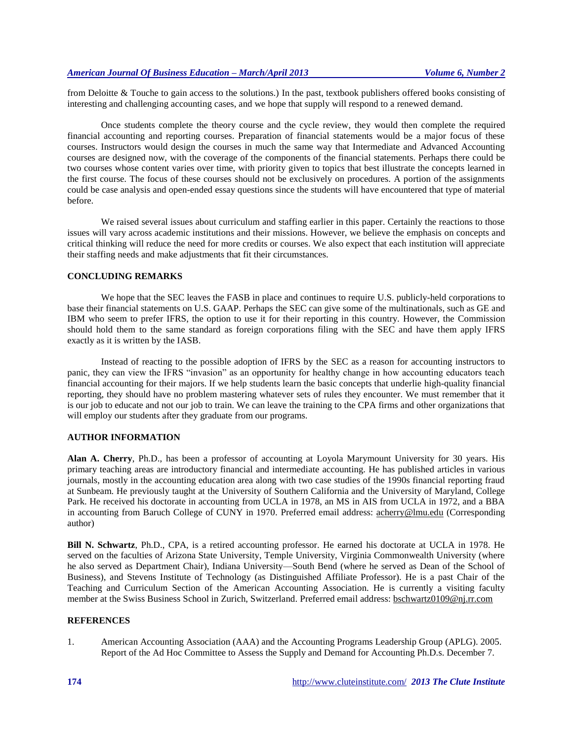from Deloitte & Touche to gain access to the solutions.) In the past, textbook publishers offered books consisting of interesting and challenging accounting cases, and we hope that supply will respond to a renewed demand.

Once students complete the theory course and the cycle review, they would then complete the required financial accounting and reporting courses. Preparation of financial statements would be a major focus of these courses. Instructors would design the courses in much the same way that Intermediate and Advanced Accounting courses are designed now, with the coverage of the components of the financial statements. Perhaps there could be two courses whose content varies over time, with priority given to topics that best illustrate the concepts learned in the first course. The focus of these courses should not be exclusively on procedures. A portion of the assignments could be case analysis and open-ended essay questions since the students will have encountered that type of material before.

We raised several issues about curriculum and staffing earlier in this paper. Certainly the reactions to those issues will vary across academic institutions and their missions. However, we believe the emphasis on concepts and critical thinking will reduce the need for more credits or courses. We also expect that each institution will appreciate their staffing needs and make adjustments that fit their circumstances.

## CONCLUDING REMARKS

We hope that the SEC leaves the FASB in place and continues to require U.S. publicly-held corporations to base their financial statements on U.S. GAAP. Perhaps the SEC can give some of the multinationals, such as GE and IBM who seem to prefer IFRS, the option to use it for their reporting in this country. However, the Commission should hold them to the same standard as foreign corporations filing with the SEC and have them apply IFRS exactly as it is written by the IASB.

Instead of reacting to the possible adoption of IFRS by the SEC as a reason for accounting instructors to panic, they can view the IFRS "invasion" as an opportunity for healthy change in how accounting educators teach financial accounting for their majors. If we help students learn the basic concepts that underlie high-quality financial reporting, they should have no problem mastering whatever sets of rules they encounter. We must remember that it is our job to educate and not our job to train. We can leave the training to the CPA firms and other organizations that will employ our students after they graduate from our programs.

## AUTHOR INFORMATION

**Alan A. Cherry**, Ph.D., has been a professor of accounting at Loyola Marymount University for 30 years. His primary teaching areas are introductory financial and intermediate accounting. He has published articles in various journals, mostly in the accounting education area along with two case studies of the 1990s financial reporting fraud at Sunbeam. He previously taught at the University of Southern California and the University of Maryland, College Park. He received his doctorate in accounting from UCLA in 1978, an MS in AIS from UCLA in 1972, and a BBA in accounting from Baruch College of CUNY in 1970. Preferred email address: acherry@lmu.edu (Corresponding author)

**Bill N. Schwartz**, Ph.D., CPA, is a retired accounting professor. He earned his doctorate at UCLA in 1978. He served on the faculties of Arizona State University, Temple University, Virginia Commonwealth University (where he also served as Department Chair), Indiana University—South Bend (where he served as Dean of the School of Business), and Stevens Institute of Technology (as Distinguished Affiliate Professor). He is a past Chair of the Teaching and Curriculum Section of the American Accounting Association. He is currently a visiting faculty member at the Swiss Business School in Zurich, Switzerland. Preferred email address: bschwartz0109@nj.rr.com

## REFERENCES

1. American Accounting Association (AAA) and the Accounting Programs Leadership Group (APLG). 2005. Report of the Ad Hoc Committee to Assess the Supply and Demand for Accounting Ph.D.s. December 7.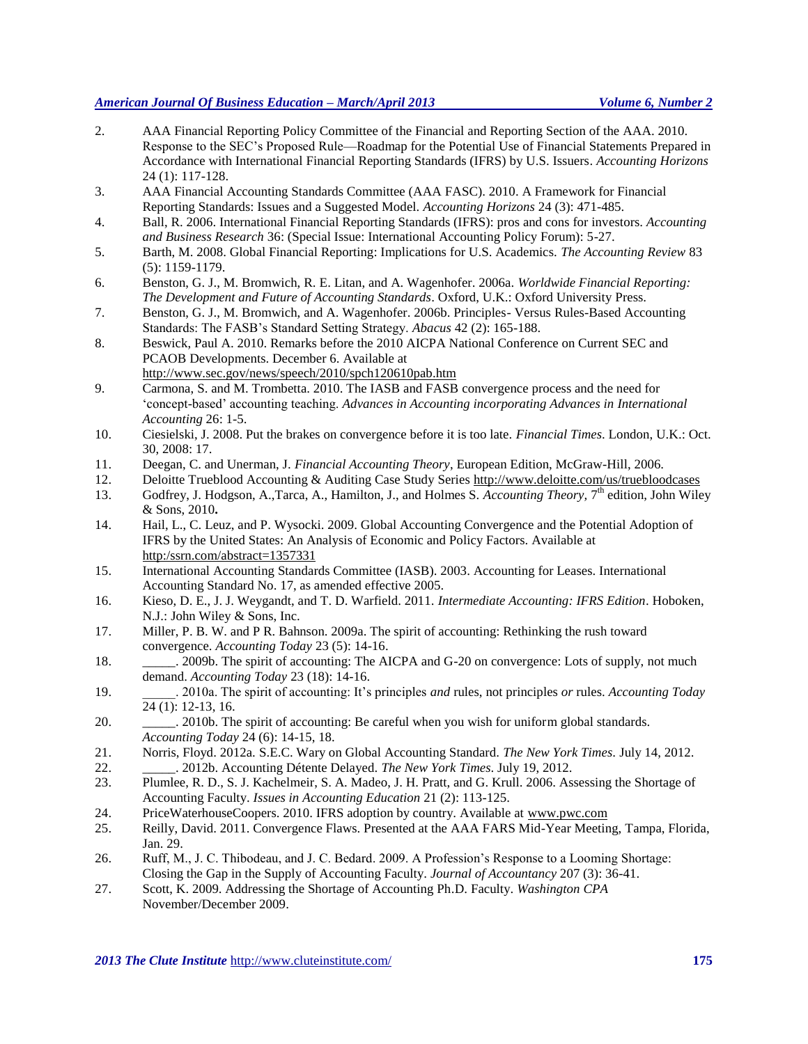2. AAA Financial Reporting Policy Committee of the Financial and Reporting Section of the AAA. 2010. Response to the SEC's Proposed Rule—Roadmap for the Potential Use of Financial Statements Prepared in Accordance with International Financial Reporting Standards (IFRS) by U.S. Issuers. *Accounting Horizons* 24 (1): 117-128.
3. AAA Financial Accounting Standards Committee (AAA FASC). 2010. A Framework for Financial Reporting Standards: Issues and a Suggested Model. *Accounting Horizons* 24 (3): 471-485.
4. Ball, R. 2006. International Financial Reporting Standards (IFRS): pros and cons for investors. *Accounting and Business Research* 36: (Special Issue: International Accounting Policy Forum): 5-27.
5. Barth, M. 2008. Global Financial Reporting: Implications for U.S. Academics. *The Accounting Review* 83 (5): 1159-1179.
6. Benston, G. J., M. Bromwich, R. E. Litan, and A. Wagenhofer. 2006a. *Worldwide Financial Reporting: The Development and Future of Accounting Standards*. Oxford, U.K.: Oxford University Press.
7. Benston, G. J., M. Bromwich, and A. Wagenhofer. 2006b. Principles- Versus Rules-Based Accounting Standards: The FASB's Standard Setting Strategy. *Abacus* 42 (2): 165-188.
8. Beswick, Paul A. 2010. Remarks before the 2010 AICPA National Conference on Current SEC and PCAOB Developments. December 6. Available at http://www.sec.gov/news/speech/2010/spch120610pab.htm
9. Carmona, S. and M. Trombetta. 2010. The IASB and FASB convergence process and the need for 'concept-based' accounting teaching. *Advances in Accounting incorporating Advances in International Accounting* 26: 1-5.
10. Ciesielski, J. 2008. Put the brakes on convergence before it is too late. *Financial Times*. London, U.K.: Oct. 30, 2008: 17.
11. Deegan, C. and Unerman, J. *Financial Accounting Theory*, European Edition, McGraw-Hill, 2006.
12. Deloitte Trueblood Accounting & Auditing Case Study Series http://www.deloitte.com/us/truebloodcases
13. Godfrey, J. Hodgson, A.,Tarca, A., Hamilton, J., and Holmes S. *Accounting Theory*, 7th edition, John Wiley & Sons, 2010**.**
14. Hail, L., C. Leuz, and P. Wysocki. 2009. Global Accounting Convergence and the Potential Adoption of IFRS by the United States: An Analysis of Economic and Policy Factors. Available at http:/ssrn.com/abstract=1357331
15. International Accounting Standards Committee (IASB). 2003. Accounting for Leases. International Accounting Standard No. 17, as amended effective 2005.
16. Kieso, D. E., J. J. Weygandt, and T. D. Warfield. 2011. *Intermediate Accounting: IFRS Edition*. Hoboken, N.J.: John Wiley & Sons, Inc.
17. Miller, P. B. W. and P R. Bahnson. 2009a. The spirit of accounting: Rethinking the rush toward convergence. *Accounting Today* 23 (5): 14-16.
18. _____. 2009b. The spirit of accounting: The AICPA and G-20 on convergence: Lots of supply, not much demand. *Accounting Today* 23 (18): 14-16.
19. _____. 2010a. The spirit of accounting: It's principles *and* rules, not principles *or* rules. *Accounting Today* 24 (1): 12-13, 16.
20. _____. 2010b. The spirit of accounting: Be careful when you wish for uniform global standards. *Accounting Today* 24 (6): 14-15, 18.
21. Norris, Floyd. 2012a. S.E.C. Wary on Global Accounting Standard. *The New York Times*. July 14, 2012.
22. _____. 2012b. Accounting Détente Delayed. *The New York Times*. July 19, 2012.
23. Plumlee, R. D., S. J. Kachelmeir, S. A. Madeo, J. H. Pratt, and G. Krull. 2006. Assessing the Shortage of Accounting Faculty. *Issues in Accounting Education* 21 (2): 113-125.
24. PriceWaterhouseCoopers. 2010. IFRS adoption by country. Available at www.pwc.com
25. Reilly, David. 2011. Convergence Flaws. Presented at the AAA FARS Mid-Year Meeting, Tampa, Florida, Jan. 29.
26. Ruff, M., J. C. Thibodeau, and J. C. Bedard. 2009. A Profession's Response to a Looming Shortage: Closing the Gap in the Supply of Accounting Faculty. *Journal of Accountancy* 207 (3): 36-41.
27. Scott, K. 2009. Addressing the Shortage of Accounting Ph.D. Faculty. *Washington CPA* November/December 2009.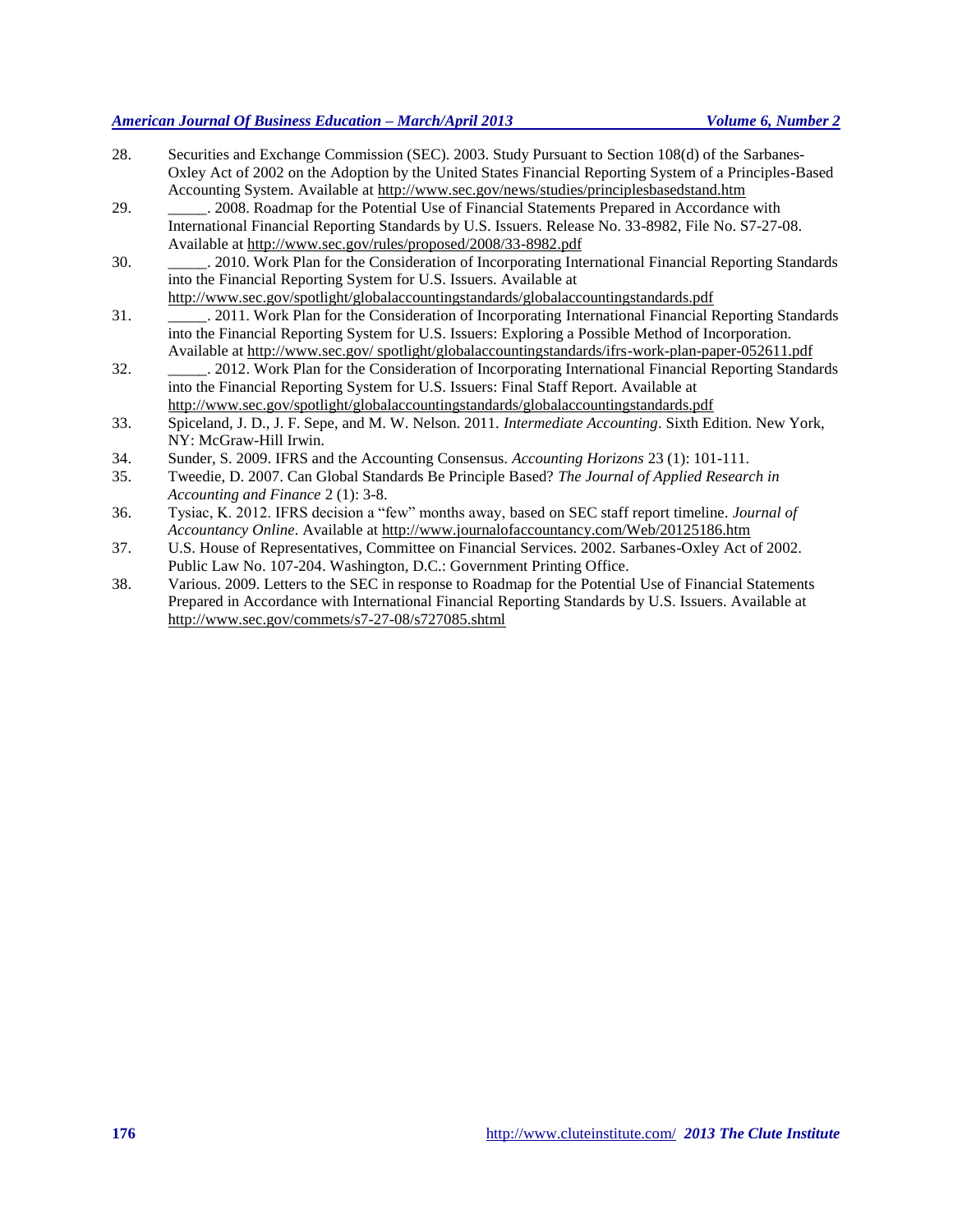28. Securities and Exchange Commission (SEC). 2003. Study Pursuant to Section 108(d) of the Sarbanes-Oxley Act of 2002 on the Adoption by the United States Financial Reporting System of a Principles-Based Accounting System. Available at http://www.sec.gov/news/studies/principlesbasedstand.htm
29. _____. 2008. Roadmap for the Potential Use of Financial Statements Prepared in Accordance with International Financial Reporting Standards by U.S. Issuers. Release No. 33-8982, File No. S7-27-08. Available at http://www.sec.gov/rules/proposed/2008/33-8982.pdf
30. _____. 2010. Work Plan for the Consideration of Incorporating International Financial Reporting Standards into the Financial Reporting System for U.S. Issuers. Available at http://www.sec.gov/spotlight/globalaccountingstandards/globalaccountingstandards.pdf
31. _____. 2011. Work Plan for the Consideration of Incorporating International Financial Reporting Standards into the Financial Reporting System for U.S. Issuers: Exploring a Possible Method of Incorporation. Available at http://www.sec.gov/ spotlight/globalaccountingstandards/ifrs-work-plan-paper-052611.pdf
32. _____. 2012. Work Plan for the Consideration of Incorporating International Financial Reporting Standards into the Financial Reporting System for U.S. Issuers: Final Staff Report. Available at http://www.sec.gov/spotlight/globalaccountingstandards/globalaccountingstandards.pdf
33. Spiceland, J. D., J. F. Sepe, and M. W. Nelson. 2011. *Intermediate Accounting*. Sixth Edition. New York, NY: McGraw-Hill Irwin.
34. Sunder, S. 2009. IFRS and the Accounting Consensus. *Accounting Horizons* 23 (1): 101-111.
35. Tweedie, D. 2007. Can Global Standards Be Principle Based? *The Journal of Applied Research in Accounting and Finance* 2 (1): 3-8.
36. Tysiac, K. 2012. IFRS decision a "few" months away, based on SEC staff report timeline. *Journal of Accountancy Online*. Available at http://www.journalofaccountancy.com/Web/20125186.htm
37. U.S. House of Representatives, Committee on Financial Services. 2002. Sarbanes-Oxley Act of 2002. Public Law No. 107-204. Washington, D.C.: Government Printing Office.
38. Various. 2009. Letters to the SEC in response to Roadmap for the Potential Use of Financial Statements Prepared in Accordance with International Financial Reporting Standards by U.S. Issuers. Available at http://www.sec.gov/commets/s7-27-08/s727085.shtml